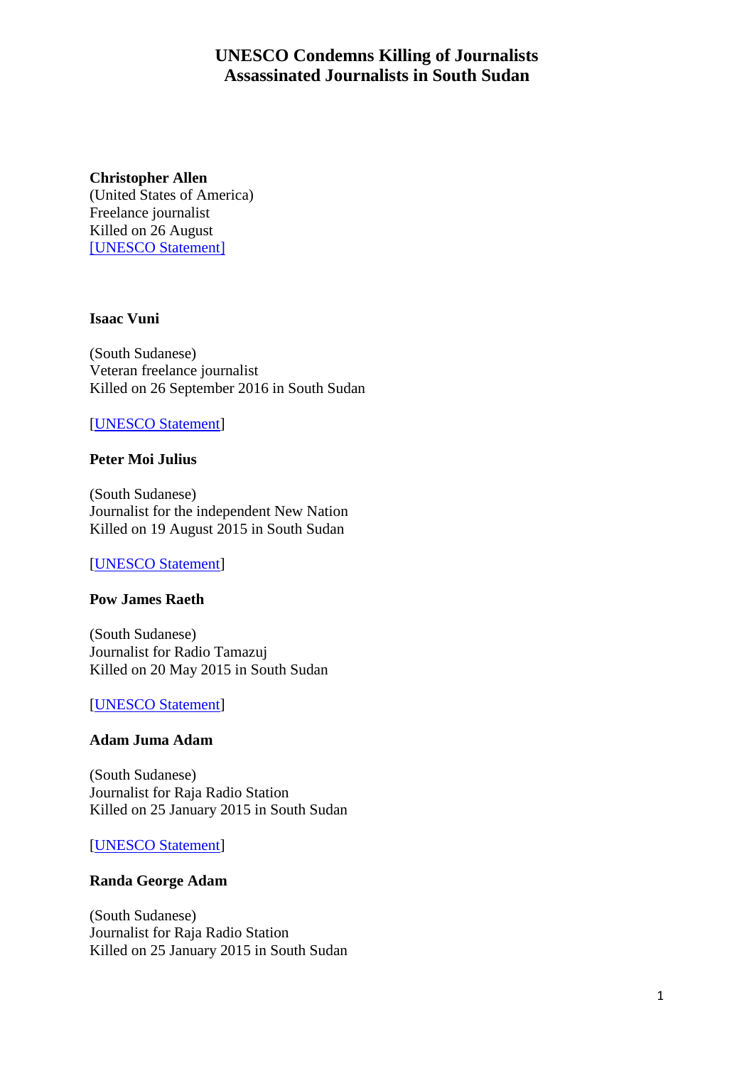# UNESCO Condemns Killing of Journalists
# Assassinated Journalists in South Sudan

**Christopher Allen**
(United States of America)
Freelance journalist
Killed on 26 August
[UNESCO Statement]

**Isaac Vuni**

(South Sudanese)
Veteran freelance journalist
Killed on 26 September 2016 in South Sudan

[UNESCO Statement]

**Peter Moi Julius**

(South Sudanese)
Journalist for the independent New Nation
Killed on 19 August 2015 in South Sudan

[UNESCO Statement]

**Pow James Raeth**

(South Sudanese)
Journalist for Radio Tamazuj
Killed on 20 May 2015 in South Sudan

[UNESCO Statement]

**Adam Juma Adam**

(South Sudanese)
Journalist for Raja Radio Station
Killed on 25 January 2015 in South Sudan

[UNESCO Statement]

**Randa George Adam**

(South Sudanese)
Journalist for Raja Radio Station
Killed on 25 January 2015 in South Sudan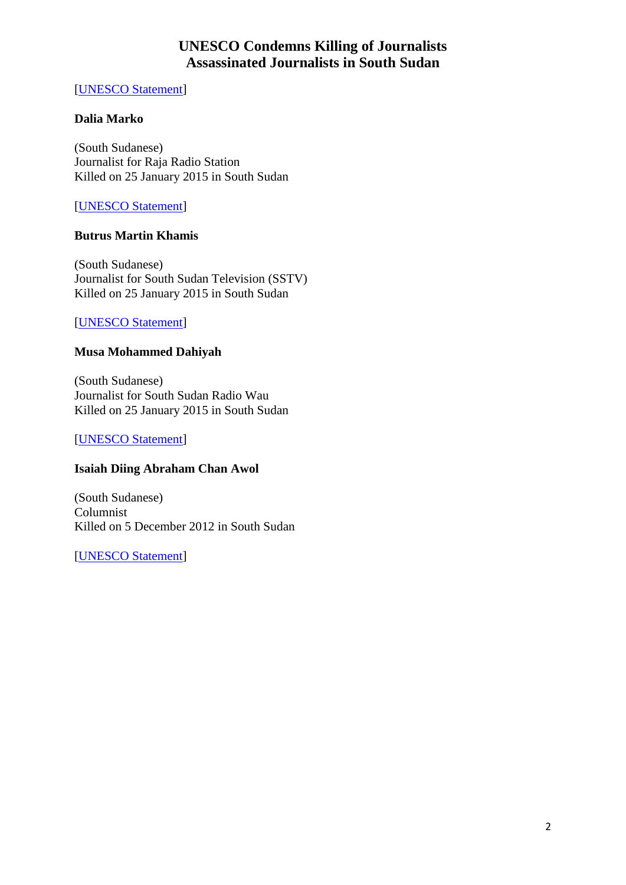# UNESCO Condemns Killing of Journalists
## Assassinated Journalists in South Sudan

[UNESCO Statement]

**Dalia Marko**

(South Sudanese)
Journalist for Raja Radio Station
Killed on 25 January 2015 in South Sudan

[UNESCO Statement]

**Butrus Martin Khamis**

(South Sudanese)
Journalist for South Sudan Television (SSTV)
Killed on 25 January 2015 in South Sudan

[UNESCO Statement]

**Musa Mohammed Dahiyah**

(South Sudanese)
Journalist for South Sudan Radio Wau
Killed on 25 January 2015 in South Sudan

[UNESCO Statement]

**Isaiah Diing Abraham Chan Awol**

(South Sudanese)
Columnist
Killed on 5 December 2012 in South Sudan

[UNESCO Statement]